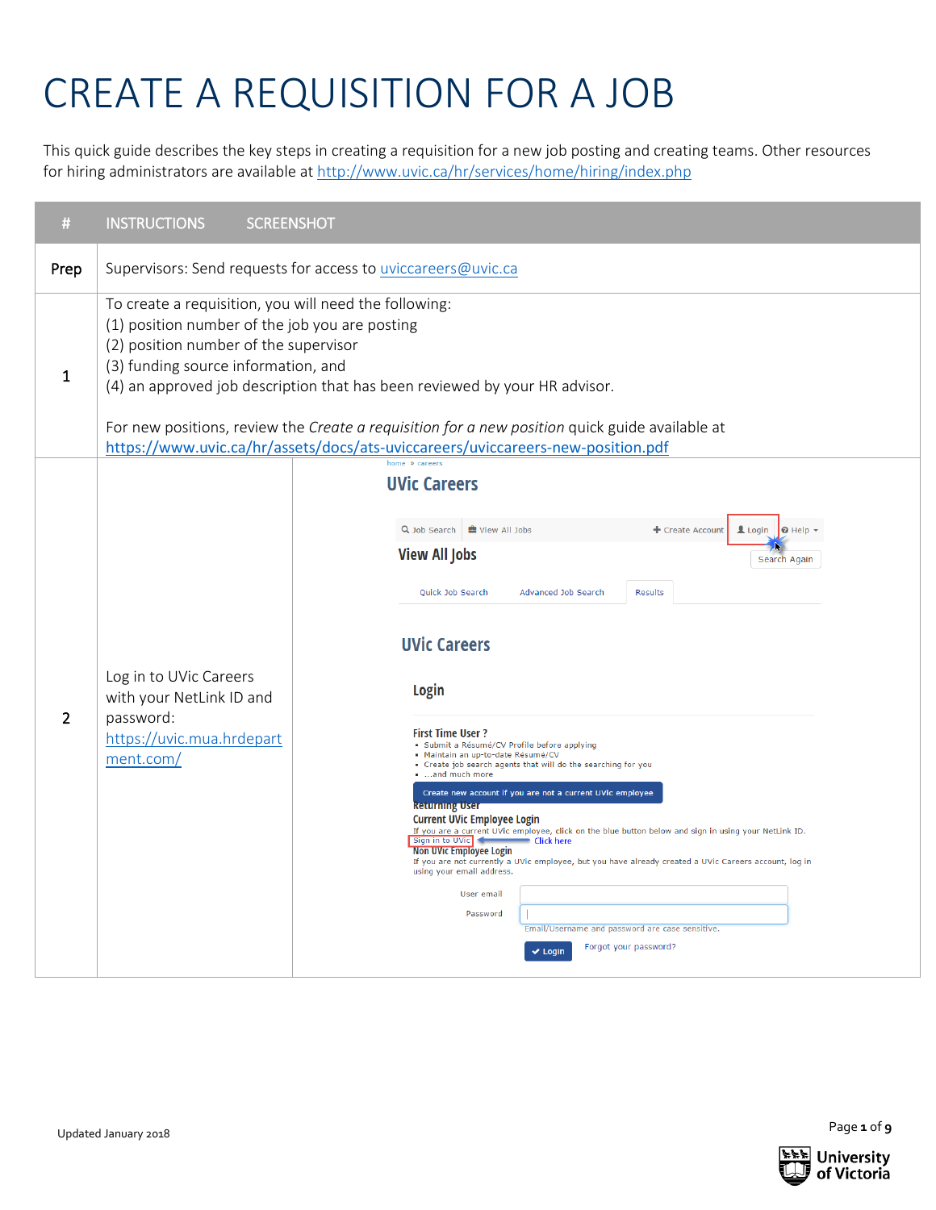# CREATE A REQUISITION FOR A JOB

This quick guide describes the key steps in creating a requisition for a new job posting and creating teams. Other resources for hiring administrators are available at http://www.uvic.ca/hr/services/home/hiring/index.php

| # | INSTRUCTIONS | SCREENSHOT |
|---|---|---|
| Prep | Supervisors: Send requests for access to uviccareers@uvic.ca | |
| 1 | To create a requisition, you will need the following:<br>(1) position number of the job you are posting<br>(2) position number of the supervisor<br>(3) funding source information, and<br>(4) an approved job description that has been reviewed by your HR advisor.<br><br>For new positions, review the *Create a requisition for a new position* quick guide available at https://www.uvic.ca/hr/assets/docs/ats-uviccareers/uviccareers-new-position.pdf | |
| 2 | Log in to UVic Careers with your NetLink ID and password: https://uvic.mua.hrdepartment.com/ | |

Updated January 2018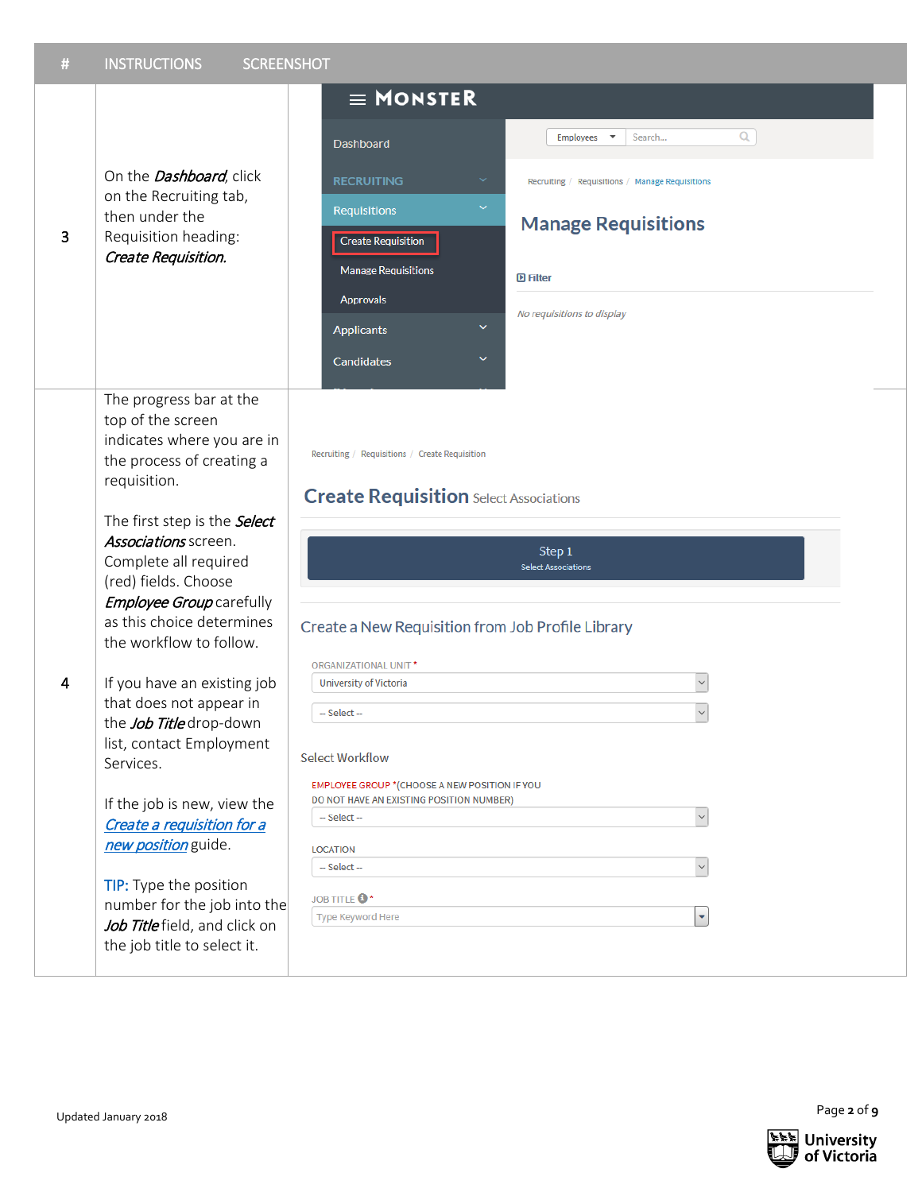| # | INSTRUCTIONS | SCREENSHOT |
|---|---|---|
| 3 | On the ***Dashboard***, click on the Recruiting tab, then under the Requisition heading: ***Create Requisition.*** | |
| 4 | The progress bar at the top of the screen indicates where you are in the process of creating a requisition.<br><br>The first step is the ***Select Associations*** screen. Complete all required (red) fields. Choose ***Employee Group*** carefully as this choice determines the workflow to follow.<br><br>If you have an existing job that does not appear in the ***Job Title*** drop-down list, contact Employment Services.<br><br>If the job is new, view the ***Create a requisition for a new position*** guide.<br><br>TIP: Type the position number for the job into the ***Job Title*** field, and click on the job title to select it. | |

Updated January 2018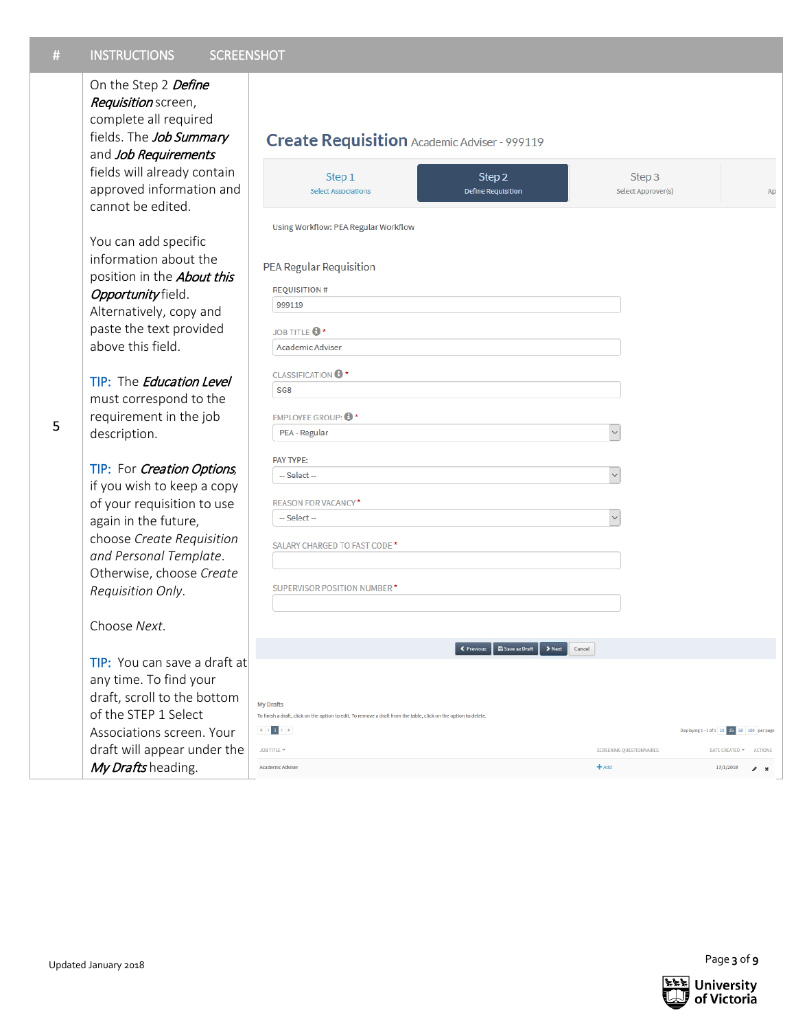| # | INSTRUCTIONS | SCREENSHOT |
|---|---|---|
| 5 | On the Step 2 ***Define Requisition*** screen, complete all required fields. The ***Job Summary*** and ***Job Requirements*** fields will already contain approved information and cannot be edited.<br><br>You can add specific information about the position in the ***About this Opportunity*** field. Alternatively, copy and paste the text provided above this field.<br><br>TIP: The ***Education Level*** must correspond to the requirement in the job description.<br><br>TIP: For ***Creation Options***, if you wish to keep a copy of your requisition to use again in the future, choose *Create Requisition and Personal Template*. Otherwise, choose *Create Requisition Only*.<br><br>Choose *Next*.<br><br>TIP: You can save a draft at any time. To find your draft, scroll to the bottom of the STEP 1 Select Associations screen. Your draft will appear under the ***My Drafts*** heading. | **Create Requisition** Academic Adviser - 999119<br><br>Step 1 Select Associations · Step 2 Define Requisition · Step 3 Select Approver(s) · Ap<br><br>Using Workflow: PEA Regular Workflow<br><br>PEA Regular Requisition<br><br>REQUISITION #: 999119<br>JOB TITLE *: Academic Adviser<br>CLASSIFICATION *: SG8<br>EMPLOYEE GROUP: *: PEA - Regular<br>PAY TYPE: -- Select --<br>REASON FOR VACANCY *: -- Select --<br>SALARY CHARGED TO FAST CODE *:<br>SUPERVISOR POSITION NUMBER *:<br><br>Previous · Save as Draft · Next · Cancel<br><br>My Drafts<br>To finish a draft, click on the option to edit. To remove a draft from the table, click on the option to delete.<br>Displaying 1 - 1 of 1 · 10 · 25 · 50 · 100 per page<br>JOB TITLE · SCREENING QUESTIONNAIRES · DATE CREATED · ACTIONS<br>Academic Adviser · + Add · 17/1/2018 |

Updated January 2018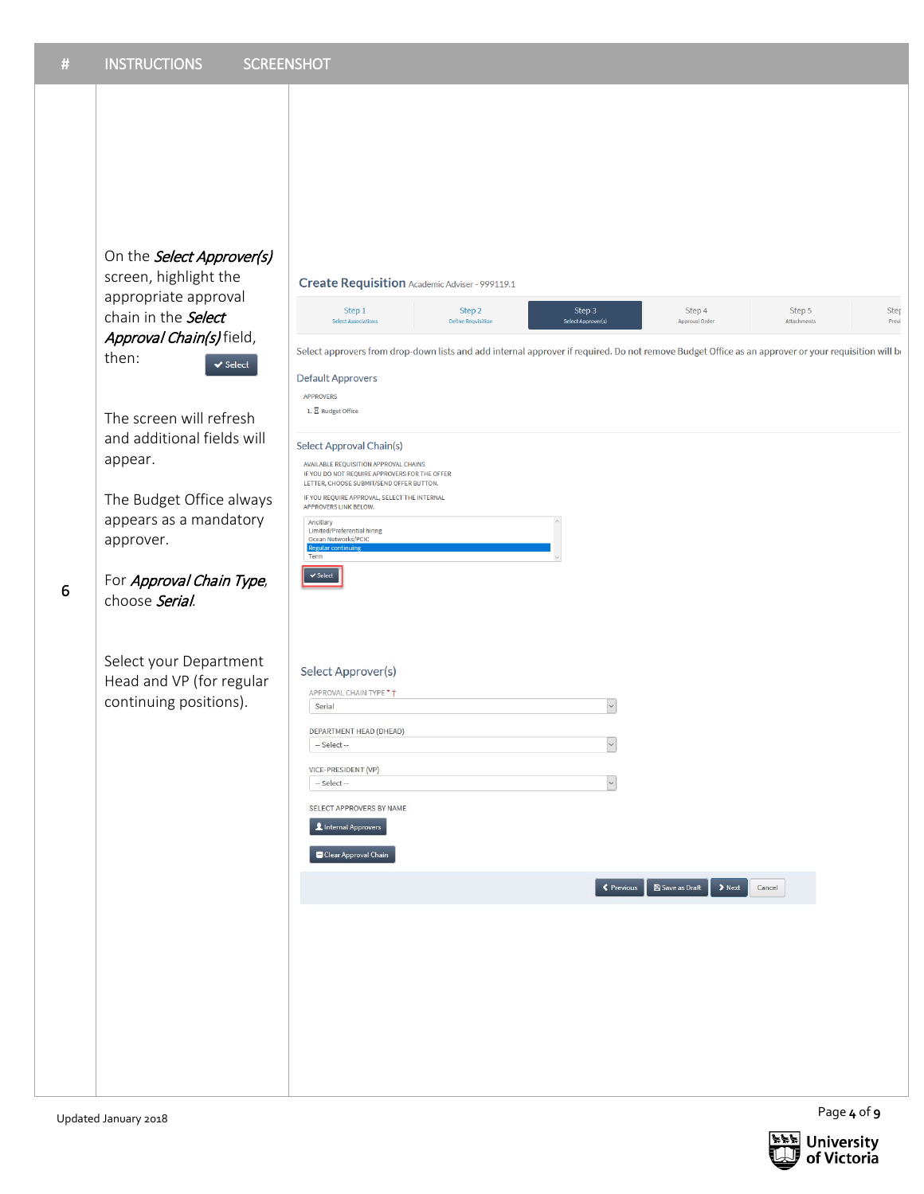| # | INSTRUCTIONS | SCREENSHOT |
|---|---|---|
| 6 | On the ***Select Approver(s)*** screen, highlight the appropriate approval chain in the ***Select Approval Chain(s)*** field, then: Select<br><br>The screen will refresh and additional fields will appear.<br><br>The Budget Office always appears as a mandatory approver.<br><br>For ***Approval Chain Type***, choose ***Serial***.<br><br>Select your Department Head and VP (for regular continuing positions). | |

Updated January 2018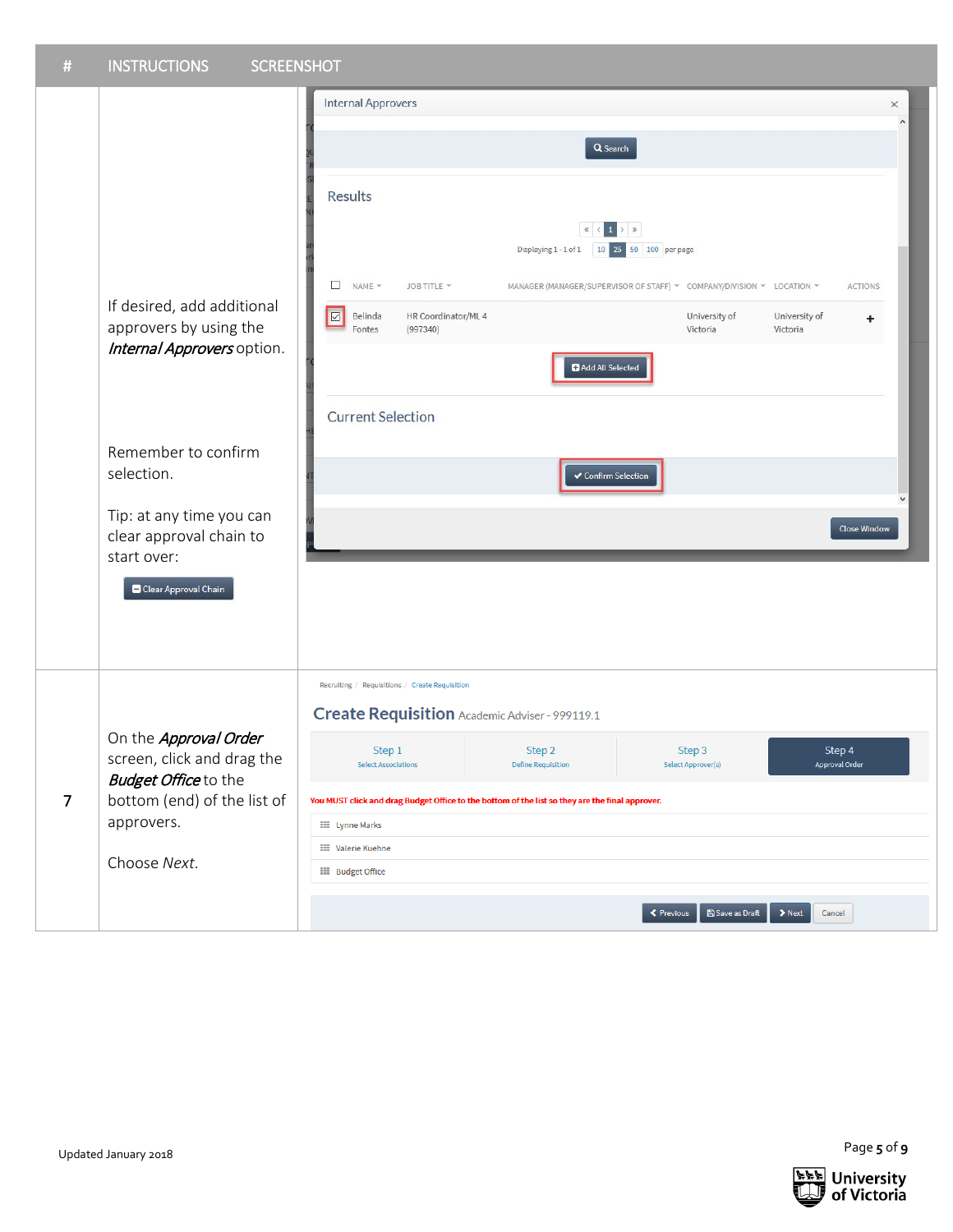| # | INSTRUCTIONS | SCREENSHOT |
| --- | --- | --- |
| | If desired, add additional approvers by using the ***Internal Approvers*** option.<br><br>Remember to confirm selection.<br><br>Tip: at any time you can clear approval chain to start over:<br><br>Clear Approval Chain | Internal Approvers<br>Search<br>Results<br>Displaying 1 - 1 of 1 · 10 25 50 100 per page<br>NAME · JOB TITLE · MANAGER (MANAGER/SUPERVISOR OF STAFF) · COMPANY/DIVISION · LOCATION · ACTIONS<br>Belinda Fontes · HR Coordinator/ML 4 (997340) · University of Victoria · University of Victoria<br>Add All Selected<br>Current Selection<br>Confirm Selection<br>Close Window |
| 7 | On the ***Approval Order*** screen, click and drag the ***Budget Office*** to the bottom (end) of the list of approvers.<br><br>Choose *Next*. | Recruiting / Requisitions / Create Requisition<br>**Create Requisition** Academic Adviser - 999119.1<br>Step 1 Select Associations · Step 2 Define Requisition · Step 3 Select Approver(s) · Step 4 Approval Order<br>You MUST click and drag Budget Office to the bottom of the list so they are the final approver.<br>Lynne Marks<br>Valerie Kuehne<br>Budget Office<br>Previous · Save as Draft · Next · Cancel |

Updated January 2018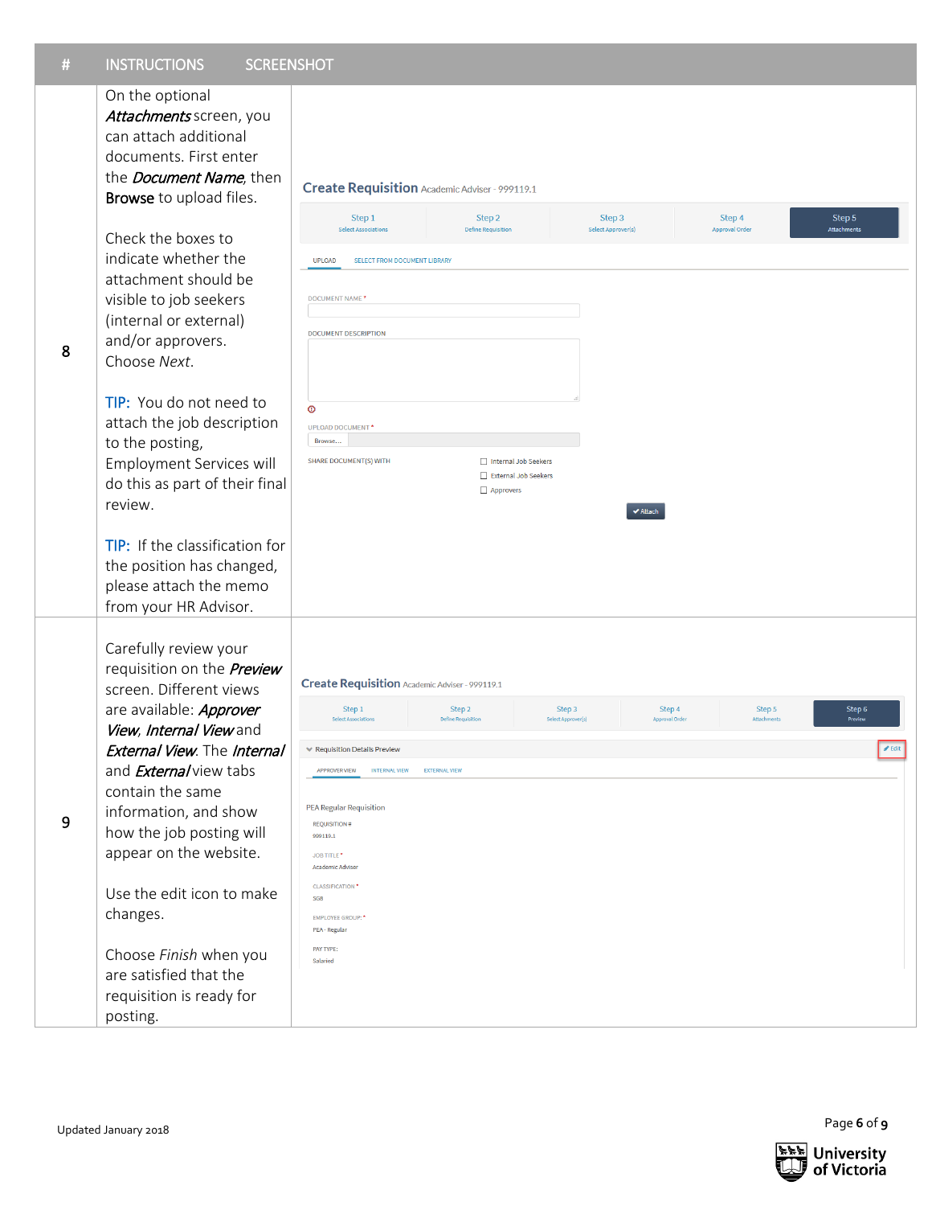| # | INSTRUCTIONS | SCREENSHOT |
|---|---|---|
| 8 | On the optional *Attachments* screen, you can attach additional documents. First enter the *Document Name*, then Browse to upload files.<br><br>Check the boxes to indicate whether the attachment should be visible to job seekers (internal or external) and/or approvers. Choose *Next*.<br><br>TIP: You do not need to attach the job description to the posting, Employment Services will do this as part of their final review.<br><br>TIP: If the classification for the position has changed, please attach the memo from your HR Advisor. | |
| 9 | Carefully review your requisition on the *Preview* screen. Different views are available: *Approver View*, *Internal View* and *External View*. The *Internal* and *External* view tabs contain the same information, and show how the job posting will appear on the website.<br><br>Use the edit icon to make changes.<br><br>Choose *Finish* when you are satisfied that the requisition is ready for posting. | |

Updated January 2018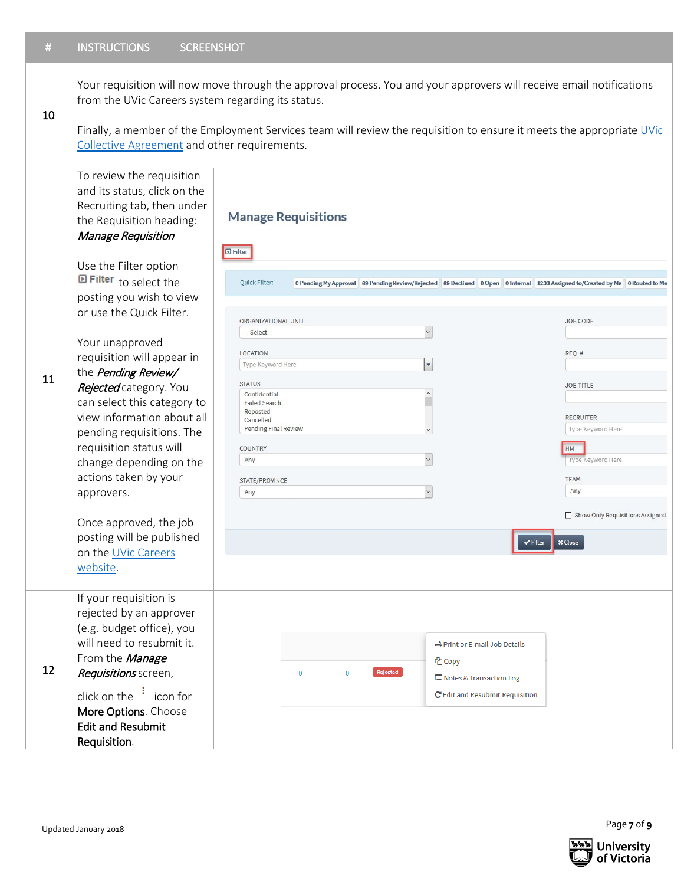| # | INSTRUCTIONS | SCREENSHOT |
|---|---|---|
| 10 | Your requisition will now move through the approval process. You and your approvers will receive email notifications from the UVic Careers system regarding its status.<br><br>Finally, a member of the Employment Services team will review the requisition to ensure it meets the appropriate UVic Collective Agreement and other requirements. | |
| 11 | To review the requisition and its status, click on the Recruiting tab, then under the Requisition heading: ***Manage Requisition***<br><br>Use the Filter option **Filter** to select the posting you wish to view or use the Quick Filter.<br><br>Your unapproved requisition will appear in the ***Pending Review/ Rejected*** category. You can select this category to view information about all pending requisitions. The requisition status will change depending on the actions taken by your approvers.<br><br>Once approved, the job posting will be published on the UVic Careers website. | |
| 12 | If your requisition is rejected by an approver (e.g. budget office), you will need to resubmit it. From the ***Manage Requisitions*** screen,<br><br>click on the ⋮ icon for **More Options**. Choose **Edit and Resubmit Requisition**. | |

Updated January 2018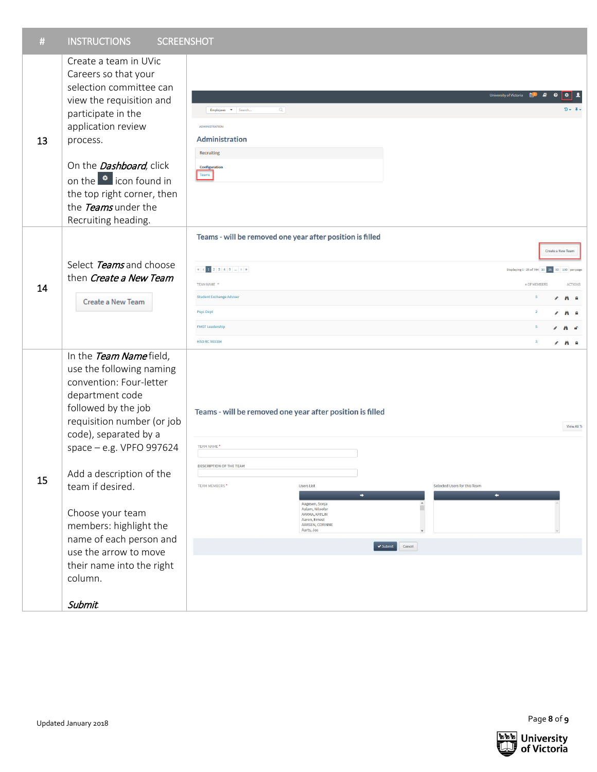| # | INSTRUCTIONS | SCREENSHOT |
|---|---|---|
| 13 | Create a team in UVic Careers so that your selection committee can view the requisition and participate in the application review process.<br><br>On the ***Dashboard***, click on the ⚙ icon found in the top right corner, then the ***Teams*** under the Recruiting heading. | |
| 14 | Select ***Teams*** and choose then ***Create a New Team***<br><br>Create a New Team | |
| 15 | In the ***Team Name*** field, use the following naming convention: Four-letter department code followed by the job requisition number (or job code), separated by a space – e.g. VPFO 997624<br><br>Add a description of the team if desired.<br><br>Choose your team members: highlight the name of each person and use the arrow to move their name into the right column.<br><br>***Submit***. | |

Updated January 2018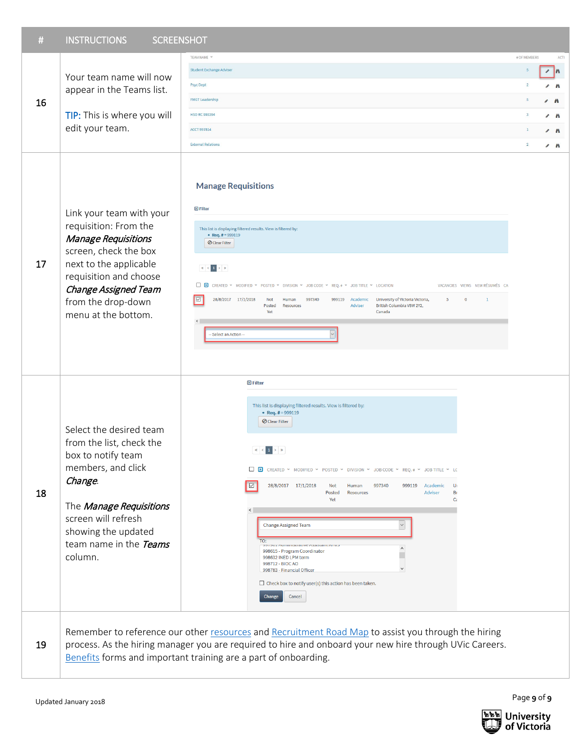| # | INSTRUCTIONS | SCREENSHOT |
|---|---|---|
| 16 | Your team name will now appear in the Teams list. **TIP:** This is where you will edit your team. | |
| 17 | Link your team with your requisition: From the *Manage Requisitions* screen, check the box next to the applicable requisition and choose *Change Assigned Team* from the drop-down menu at the bottom. | |
| 18 | Select the desired team from the list, check the box to notify team members, and click *Change*. The *Manage Requisitions* screen will refresh showing the updated team name in the *Teams* column. | |
| 19 | Remember to reference our other resources and Recruitment Road Map to assist you through the hiring process. As the hiring manager you are required to hire and onboard your new hire through UVic Careers. Benefits forms and important training are a part of onboarding. | |

Updated January 2018